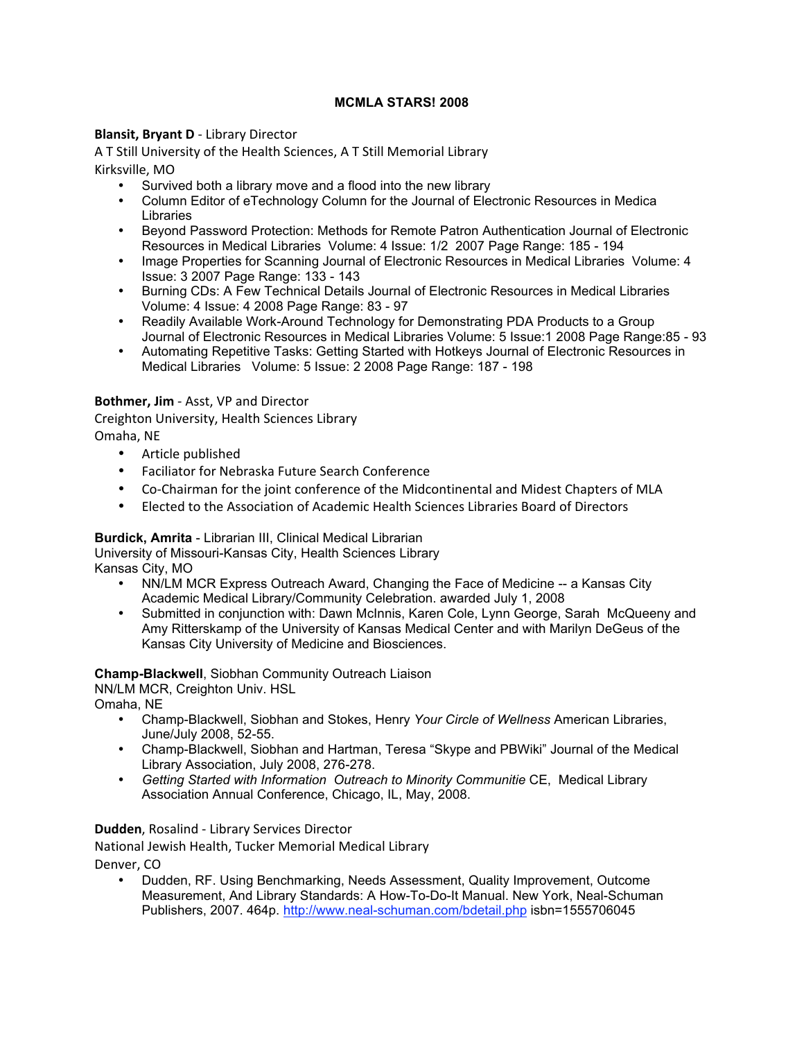# MCMLA STARS! 2008

**Blansit, Bryant D** - Library Director
A T Still University of the Health Sciences, A T Still Memorial Library
Kirksville, MO

- Survived both a library move and a flood into the new library
- Column Editor of eTechnology Column for the Journal of Electronic Resources in Medica Libraries
- Beyond Password Protection: Methods for Remote Patron Authentication Journal of Electronic Resources in Medical Libraries Volume: 4 Issue: 1/2 2007 Page Range: 185 - 194
- Image Properties for Scanning Journal of Electronic Resources in Medical Libraries Volume: 4 Issue: 3 2007 Page Range: 133 - 143
- Burning CDs: A Few Technical Details Journal of Electronic Resources in Medical Libraries Volume: 4 Issue: 4 2008 Page Range: 83 - 97
- Readily Available Work-Around Technology for Demonstrating PDA Products to a Group Journal of Electronic Resources in Medical Libraries Volume: 5 Issue:1 2008 Page Range:85 - 93
- Automating Repetitive Tasks: Getting Started with Hotkeys Journal of Electronic Resources in Medical Libraries Volume: 5 Issue: 2 2008 Page Range: 187 - 198

**Bothmer, Jim** - Asst, VP and Director
Creighton University, Health Sciences Library
Omaha, NE

- Article published
- Faciliator for Nebraska Future Search Conference
- Co-Chairman for the joint conference of the Midcontinental and Midest Chapters of MLA
- Elected to the Association of Academic Health Sciences Libraries Board of Directors

**Burdick, Amrita** - Librarian III, Clinical Medical Librarian
University of Missouri-Kansas City, Health Sciences Library
Kansas City, MO

- NN/LM MCR Express Outreach Award, Changing the Face of Medicine -- a Kansas City Academic Medical Library/Community Celebration. awarded July 1, 2008
- Submitted in conjunction with: Dawn McInnis, Karen Cole, Lynn George, Sarah McQueeny and Amy Ritterskamp of the University of Kansas Medical Center and with Marilyn DeGeus of the Kansas City University of Medicine and Biosciences.

**Champ-Blackwell**, Siobhan Community Outreach Liaison
NN/LM MCR, Creighton Univ. HSL
Omaha, NE

- Champ-Blackwell, Siobhan and Stokes, Henry *Your Circle of Wellness* American Libraries, June/July 2008, 52-55.
- Champ-Blackwell, Siobhan and Hartman, Teresa "Skype and PBWiki" Journal of the Medical Library Association, July 2008, 276-278.
- *Getting Started with Information Outreach to Minority Communitie* CE, Medical Library Association Annual Conference, Chicago, IL, May, 2008.

**Dudden**, Rosalind - Library Services Director
National Jewish Health, Tucker Memorial Medical Library
Denver, CO

- Dudden, RF. Using Benchmarking, Needs Assessment, Quality Improvement, Outcome Measurement, And Library Standards: A How-To-Do-It Manual. New York, Neal-Schuman Publishers, 2007. 464p. http://www.neal-schuman.com/bdetail.php isbn=1555706045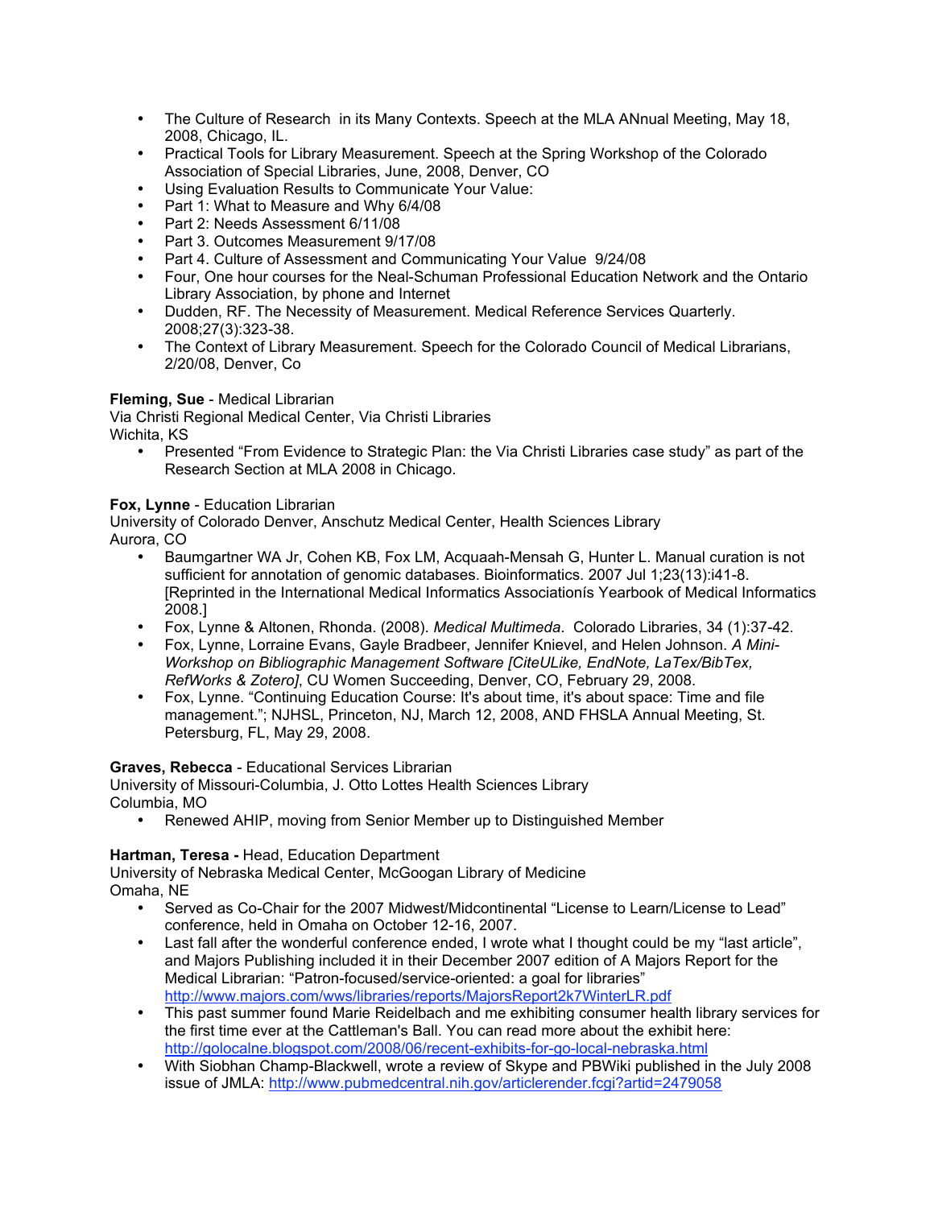- The Culture of Research  in its Many Contexts. Speech at the MLA ANnual Meeting, May 18, 2008, Chicago, IL.
- Practical Tools for Library Measurement. Speech at the Spring Workshop of the Colorado Association of Special Libraries, June, 2008, Denver, CO
- Using Evaluation Results to Communicate Your Value:
- Part 1: What to Measure and Why 6/4/08
- Part 2: Needs Assessment 6/11/08
- Part 3. Outcomes Measurement 9/17/08
- Part 4. Culture of Assessment and Communicating Your Value  9/24/08
- Four, One hour courses for the Neal-Schuman Professional Education Network and the Ontario Library Association, by phone and Internet
- Dudden, RF. The Necessity of Measurement. Medical Reference Services Quarterly. 2008;27(3):323-38.
- The Context of Library Measurement. Speech for the Colorado Council of Medical Librarians, 2/20/08, Denver, Co

**Fleming, Sue** - Medical Librarian
Via Christi Regional Medical Center, Via Christi Libraries
Wichita, KS

- Presented "From Evidence to Strategic Plan: the Via Christi Libraries case study" as part of the Research Section at MLA 2008 in Chicago.

**Fox, Lynne** - Education Librarian
University of Colorado Denver, Anschutz Medical Center, Health Sciences Library
Aurora, CO

- Baumgartner WA Jr, Cohen KB, Fox LM, Acquaah-Mensah G, Hunter L. Manual curation is not sufficient for annotation of genomic databases. Bioinformatics. 2007 Jul 1;23(13):i41-8. [Reprinted in the International Medical Informatics Associationís Yearbook of Medical Informatics 2008.]
- Fox, Lynne & Altonen, Rhonda. (2008). *Medical Multimedia*.  Colorado Libraries, 34 (1):37-42.
- Fox, Lynne, Lorraine Evans, Gayle Bradbeer, Jennifer Knievel, and Helen Johnson. *A Mini-Workshop on Bibliographic Management Software [CiteULike, EndNote, LaTex/BibTex, RefWorks & Zotero]*, CU Women Succeeding, Denver, CO, February 29, 2008.
- Fox, Lynne. "Continuing Education Course: It's about time, it's about space: Time and file management."; NJHSL, Princeton, NJ, March 12, 2008, AND FHSLA Annual Meeting, St. Petersburg, FL, May 29, 2008.

**Graves, Rebecca** - Educational Services Librarian
University of Missouri-Columbia, J. Otto Lottes Health Sciences Library
Columbia, MO

- Renewed AHIP, moving from Senior Member up to Distinguished Member

**Hartman, Teresa -** Head, Education Department
University of Nebraska Medical Center, McGoogan Library of Medicine
Omaha, NE

- Served as Co-Chair for the 2007 Midwest/Midcontinental "License to Learn/License to Lead" conference, held in Omaha on October 12-16, 2007.
- Last fall after the wonderful conference ended, I wrote what I thought could be my "last article", and Majors Publishing included it in their December 2007 edition of A Majors Report for the Medical Librarian: "Patron-focused/service-oriented: a goal for libraries" http://www.majors.com/wws/libraries/reports/MajorsReport2k7WinterLR.pdf
- This past summer found Marie Reidelbach and me exhibiting consumer health library services for the first time ever at the Cattleman's Ball. You can read more about the exhibit here: http://golocalne.blogspot.com/2008/06/recent-exhibits-for-go-local-nebraska.html
- With Siobhan Champ-Blackwell, wrote a review of Skype and PBWiki published in the July 2008 issue of JMLA: http://www.pubmedcentral.nih.gov/articlerender.fcgi?artid=2479058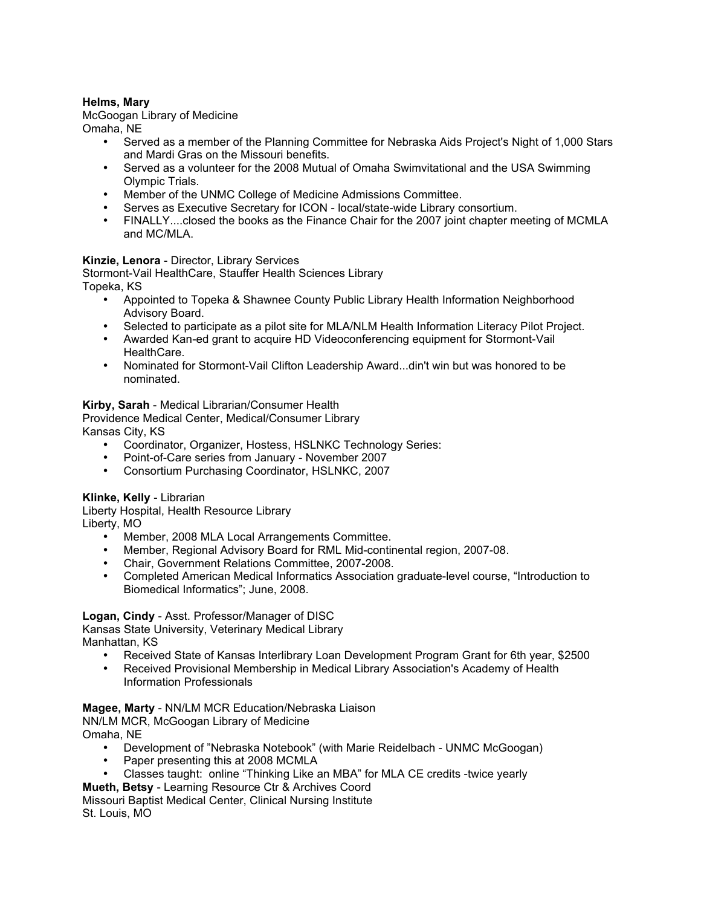**Helms, Mary**
McGoogan Library of Medicine
Omaha, NE

- Served as a member of the Planning Committee for Nebraska Aids Project's Night of 1,000 Stars and Mardi Gras on the Missouri benefits.
- Served as a volunteer for the 2008 Mutual of Omaha Swimvitational and the USA Swimming Olympic Trials.
- Member of the UNMC College of Medicine Admissions Committee.
- Serves as Executive Secretary for ICON - local/state-wide Library consortium.
- FINALLY....closed the books as the Finance Chair for the 2007 joint chapter meeting of MCMLA and MC/MLA.

**Kinzie, Lenora** - Director, Library Services
Stormont-Vail HealthCare, Stauffer Health Sciences Library
Topeka, KS

- Appointed to Topeka & Shawnee County Public Library Health Information Neighborhood Advisory Board.
- Selected to participate as a pilot site for MLA/NLM Health Information Literacy Pilot Project.
- Awarded Kan-ed grant to acquire HD Videoconferencing equipment for Stormont-Vail HealthCare.
- Nominated for Stormont-Vail Clifton Leadership Award...din't win but was honored to be nominated.

**Kirby, Sarah** - Medical Librarian/Consumer Health
Providence Medical Center, Medical/Consumer Library
Kansas City, KS

- Coordinator, Organizer, Hostess, HSLNKC Technology Series:
- Point-of-Care series from January - November 2007
- Consortium Purchasing Coordinator, HSLNKC, 2007

**Klinke, Kelly** - Librarian
Liberty Hospital, Health Resource Library
Liberty, MO

- Member, 2008 MLA Local Arrangements Committee.
- Member, Regional Advisory Board for RML Mid-continental region, 2007-08.
- Chair, Government Relations Committee, 2007-2008.
- Completed American Medical Informatics Association graduate-level course, "Introduction to Biomedical Informatics"; June, 2008.

**Logan, Cindy** - Asst. Professor/Manager of DISC
Kansas State University, Veterinary Medical Library
Manhattan, KS

- Received State of Kansas Interlibrary Loan Development Program Grant for 6th year, $2500
- Received Provisional Membership in Medical Library Association's Academy of Health Information Professionals

**Magee, Marty** - NN/LM MCR Education/Nebraska Liaison
NN/LM MCR, McGoogan Library of Medicine
Omaha, NE

- Development of "Nebraska Notebook" (with Marie Reidelbach - UNMC McGoogan)
- Paper presenting this at 2008 MCMLA
- Classes taught: online "Thinking Like an MBA" for MLA CE credits -twice yearly

**Mueth, Betsy** - Learning Resource Ctr & Archives Coord
Missouri Baptist Medical Center, Clinical Nursing Institute
St. Louis, MO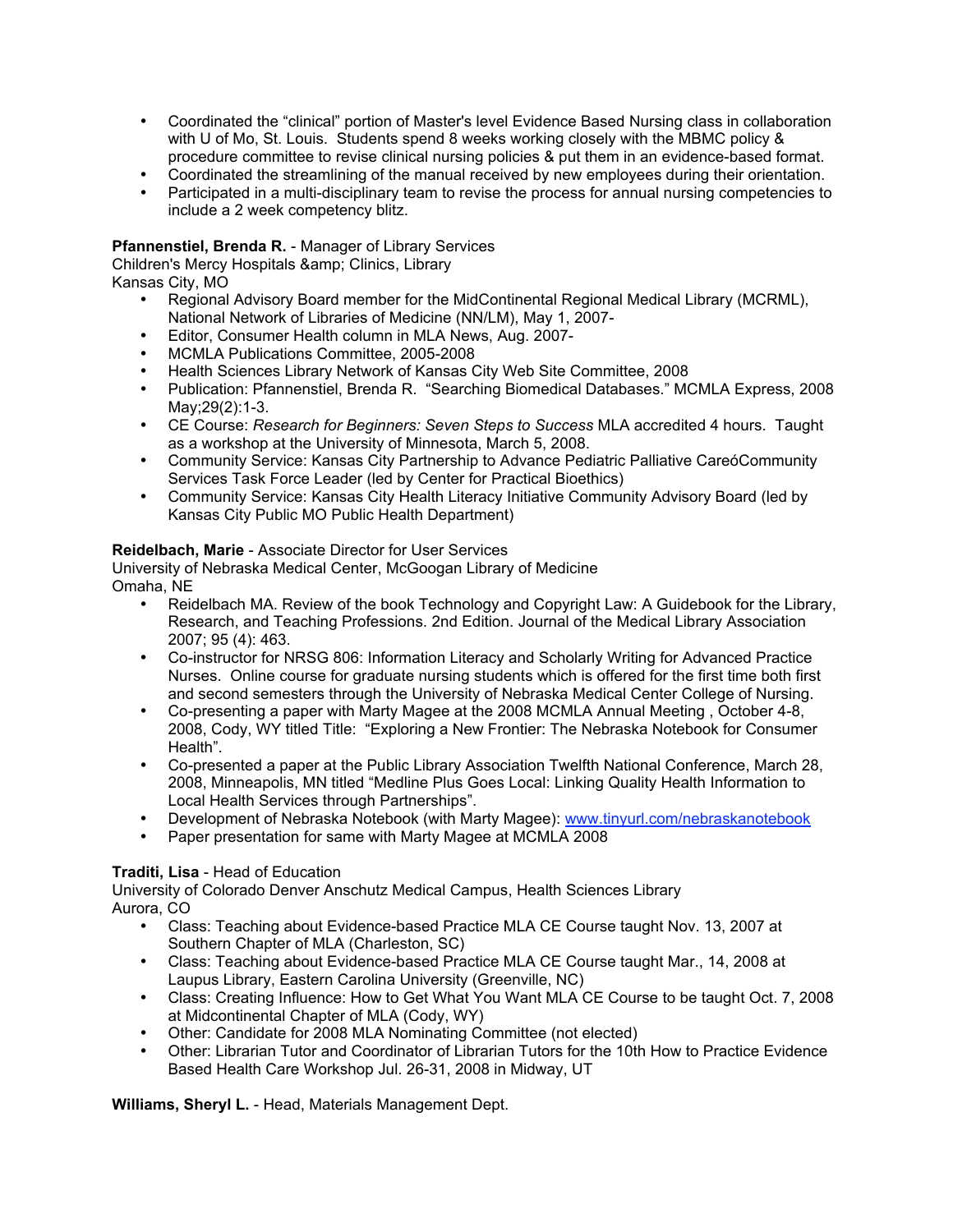- Coordinated the "clinical" portion of Master's level Evidence Based Nursing class in collaboration with U of Mo, St. Louis. Students spend 8 weeks working closely with the MBMC policy & procedure committee to revise clinical nursing policies & put them in an evidence-based format.
- Coordinated the streamlining of the manual received by new employees during their orientation.
- Participated in a multi-disciplinary team to revise the process for annual nursing competencies to include a 2 week competency blitz.

**Pfannenstiel, Brenda R.** - Manager of Library Services
Children's Mercy Hospitals &amp; Clinics, Library
Kansas City, MO

- Regional Advisory Board member for the MidContinental Regional Medical Library (MCRML), National Network of Libraries of Medicine (NN/LM), May 1, 2007-
- Editor, Consumer Health column in MLA News, Aug. 2007-
- MCMLA Publications Committee, 2005-2008
- Health Sciences Library Network of Kansas City Web Site Committee, 2008
- Publication: Pfannenstiel, Brenda R. "Searching Biomedical Databases." MCMLA Express, 2008 May;29(2):1-3.
- CE Course: *Research for Beginners: Seven Steps to Success* MLA accredited 4 hours. Taught as a workshop at the University of Minnesota, March 5, 2008.
- Community Service: Kansas City Partnership to Advance Pediatric Palliative CareóCommunity Services Task Force Leader (led by Center for Practical Bioethics)
- Community Service: Kansas City Health Literacy Initiative Community Advisory Board (led by Kansas City Public MO Public Health Department)

**Reidelbach, Marie** - Associate Director for User Services
University of Nebraska Medical Center, McGoogan Library of Medicine
Omaha, NE

- Reidelbach MA. Review of the book Technology and Copyright Law: A Guidebook for the Library, Research, and Teaching Professions. 2nd Edition. Journal of the Medical Library Association 2007; 95 (4): 463.
- Co-instructor for NRSG 806: Information Literacy and Scholarly Writing for Advanced Practice Nurses. Online course for graduate nursing students which is offered for the first time both first and second semesters through the University of Nebraska Medical Center College of Nursing.
- Co-presenting a paper with Marty Magee at the 2008 MCMLA Annual Meeting , October 4-8, 2008, Cody, WY titled Title: "Exploring a New Frontier: The Nebraska Notebook for Consumer Health".
- Co-presented a paper at the Public Library Association Twelfth National Conference, March 28, 2008, Minneapolis, MN titled "Medline Plus Goes Local: Linking Quality Health Information to Local Health Services through Partnerships".
- Development of Nebraska Notebook (with Marty Magee): [www.tinyurl.com/nebraskanotebook](http://www.tinyurl.com/nebraskanotebook)
- Paper presentation for same with Marty Magee at MCMLA 2008

**Traditi, Lisa** - Head of Education
University of Colorado Denver Anschutz Medical Campus, Health Sciences Library
Aurora, CO

- Class: Teaching about Evidence-based Practice MLA CE Course taught Nov. 13, 2007 at Southern Chapter of MLA (Charleston, SC)
- Class: Teaching about Evidence-based Practice MLA CE Course taught Mar., 14, 2008 at Laupus Library, Eastern Carolina University (Greenville, NC)
- Class: Creating Influence: How to Get What You Want MLA CE Course to be taught Oct. 7, 2008 at Midcontinental Chapter of MLA (Cody, WY)
- Other: Candidate for 2008 MLA Nominating Committee (not elected)
- Other: Librarian Tutor and Coordinator of Librarian Tutors for the 10th How to Practice Evidence Based Health Care Workshop Jul. 26-31, 2008 in Midway, UT

**Williams, Sheryl L.** - Head, Materials Management Dept.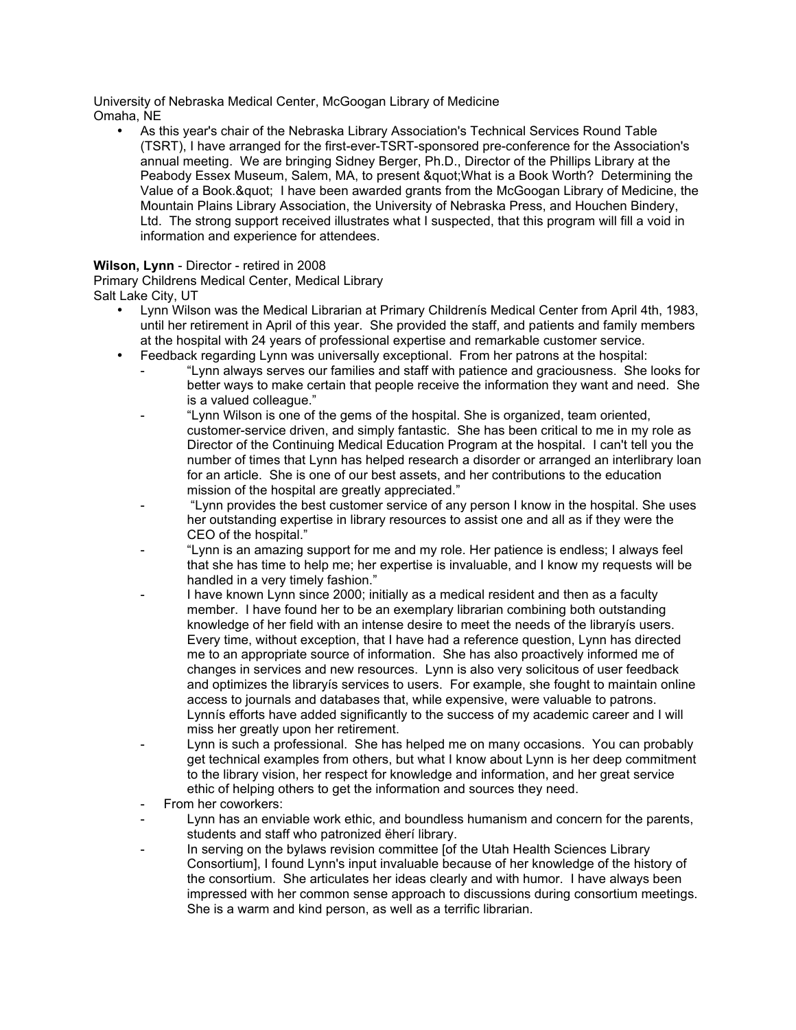University of Nebraska Medical Center, McGoogan Library of Medicine
Omaha, NE

- As this year's chair of the Nebraska Library Association's Technical Services Round Table (TSRT), I have arranged for the first-ever-TSRT-sponsored pre-conference for the Association's annual meeting. We are bringing Sidney Berger, Ph.D., Director of the Phillips Library at the Peabody Essex Museum, Salem, MA, to present &quot;What is a Book Worth? Determining the Value of a Book.&quot; I have been awarded grants from the McGoogan Library of Medicine, the Mountain Plains Library Association, the University of Nebraska Press, and Houchen Bindery, Ltd. The strong support received illustrates what I suspected, that this program will fill a void in information and experience for attendees.

**Wilson, Lynn** - Director - retired in 2008
Primary Childrens Medical Center, Medical Library
Salt Lake City, UT

- Lynn Wilson was the Medical Librarian at Primary Childrenís Medical Center from April 4th, 1983, until her retirement in April of this year. She provided the staff, and patients and family members at the hospital with 24 years of professional expertise and remarkable customer service.
- Feedback regarding Lynn was universally exceptional. From her patrons at the hospital:
  - "Lynn always serves our families and staff with patience and graciousness. She looks for better ways to make certain that people receive the information they want and need. She is a valued colleague."
  - "Lynn Wilson is one of the gems of the hospital. She is organized, team oriented, customer-service driven, and simply fantastic. She has been critical to me in my role as Director of the Continuing Medical Education Program at the hospital. I can't tell you the number of times that Lynn has helped research a disorder or arranged an interlibrary loan for an article. She is one of our best assets, and her contributions to the education mission of the hospital are greatly appreciated."
  - "Lynn provides the best customer service of any person I know in the hospital. She uses her outstanding expertise in library resources to assist one and all as if they were the CEO of the hospital."
  - "Lynn is an amazing support for me and my role. Her patience is endless; I always feel that she has time to help me; her expertise is invaluable, and I know my requests will be handled in a very timely fashion."
  - I have known Lynn since 2000; initially as a medical resident and then as a faculty member. I have found her to be an exemplary librarian combining both outstanding knowledge of her field with an intense desire to meet the needs of the libraryís users. Every time, without exception, that I have had a reference question, Lynn has directed me to an appropriate source of information. She has also proactively informed me of changes in services and new resources. Lynn is also very solicitous of user feedback and optimizes the libraryís services to users. For example, she fought to maintain online access to journals and databases that, while expensive, were valuable to patrons. Lynnís efforts have added significantly to the success of my academic career and I will miss her greatly upon her retirement.
  - Lynn is such a professional. She has helped me on many occasions. You can probably get technical examples from others, but what I know about Lynn is her deep commitment to the library vision, her respect for knowledge and information, and her great service ethic of helping others to get the information and sources they need.
  - From her coworkers:
  - Lynn has an enviable work ethic, and boundless humanism and concern for the parents, students and staff who patronized ëherí library.
  - In serving on the bylaws revision committee [of the Utah Health Sciences Library Consortium], I found Lynn's input invaluable because of her knowledge of the history of the consortium. She articulates her ideas clearly and with humor. I have always been impressed with her common sense approach to discussions during consortium meetings. She is a warm and kind person, as well as a terrific librarian.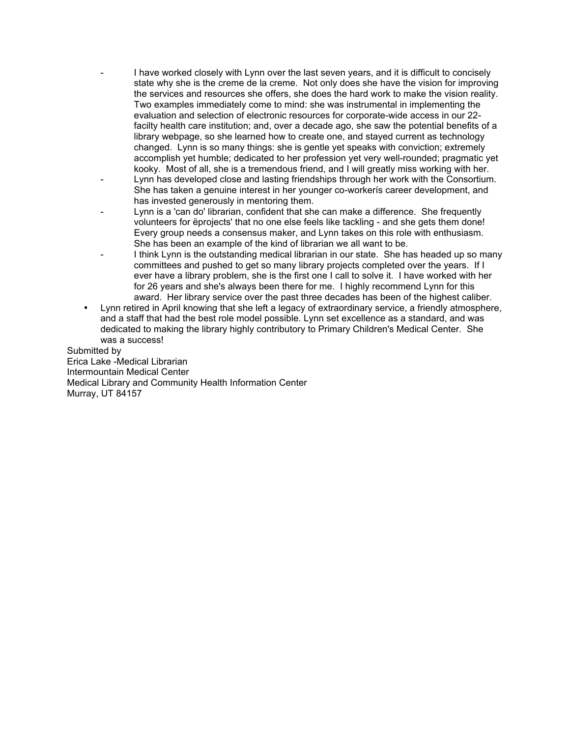- I have worked closely with Lynn over the last seven years, and it is difficult to concisely state why she is the creme de la creme. Not only does she have the vision for improving the services and resources she offers, she does the hard work to make the vision reality. Two examples immediately come to mind: she was instrumental in implementing the evaluation and selection of electronic resources for corporate-wide access in our 22-facilty health care institution; and, over a decade ago, she saw the potential benefits of a library webpage, so she learned how to create one, and stayed current as technology changed. Lynn is so many things: she is gentle yet speaks with conviction; extremely accomplish yet humble; dedicated to her profession yet very well-rounded; pragmatic yet kooky. Most of all, she is a tremendous friend, and I will greatly miss working with her.
- Lynn has developed close and lasting friendships through her work with the Consortium. She has taken a genuine interest in her younger co-workerís career development, and has invested generously in mentoring them.
- Lynn is a 'can do' librarian, confident that she can make a difference. She frequently volunteers for ëprojects' that no one else feels like tackling - and she gets them done! Every group needs a consensus maker, and Lynn takes on this role with enthusiasm. She has been an example of the kind of librarian we all want to be.
- I think Lynn is the outstanding medical librarian in our state. She has headed up so many committees and pushed to get so many library projects completed over the years. If I ever have a library problem, she is the first one I call to solve it. I have worked with her for 26 years and she's always been there for me. I highly recommend Lynn for this award. Her library service over the past three decades has been of the highest caliber.

- Lynn retired in April knowing that she left a legacy of extraordinary service, a friendly atmosphere, and a staff that had the best role model possible. Lynn set excellence as a standard, and was dedicated to making the library highly contributory to Primary Children's Medical Center. She was a success!

Submitted by  
Erica Lake -Medical Librarian  
Intermountain Medical Center  
Medical Library and Community Health Information Center  
Murray, UT 84157